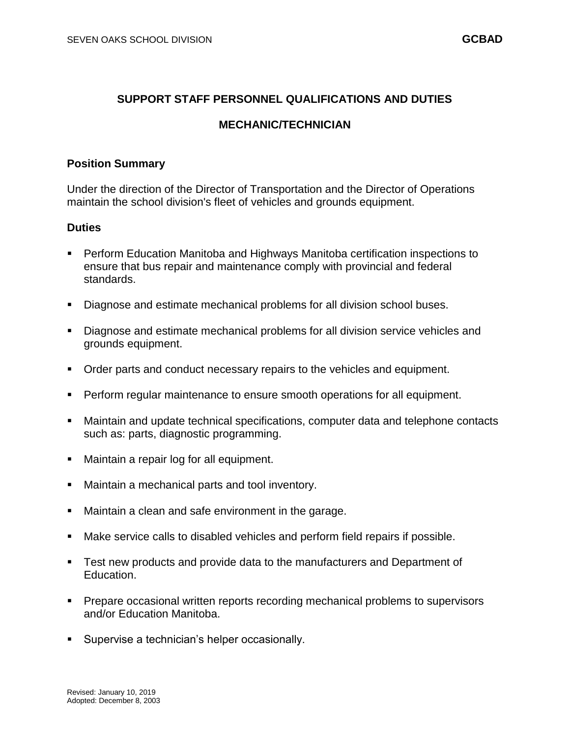# SUPPORT STAFF PERSONNEL QUALIFICATIONS AND DUTIES

## MECHANIC/TECHNICIAN

### Position Summary

Under the direction of the Director of Transportation and the Director of Operations maintain the school division's fleet of vehicles and grounds equipment.

### Duties

- Perform Education Manitoba and Highways Manitoba certification inspections to ensure that bus repair and maintenance comply with provincial and federal standards.
- Diagnose and estimate mechanical problems for all division school buses.
- Diagnose and estimate mechanical problems for all division service vehicles and grounds equipment.
- Order parts and conduct necessary repairs to the vehicles and equipment.
- Perform regular maintenance to ensure smooth operations for all equipment.
- Maintain and update technical specifications, computer data and telephone contacts such as: parts, diagnostic programming.
- Maintain a repair log for all equipment.
- Maintain a mechanical parts and tool inventory.
- Maintain a clean and safe environment in the garage.
- Make service calls to disabled vehicles and perform field repairs if possible.
- Test new products and provide data to the manufacturers and Department of Education.
- Prepare occasional written reports recording mechanical problems to supervisors and/or Education Manitoba.
- Supervise a technician's helper occasionally.

Revised: January 10, 2019
Adopted: December 8, 2003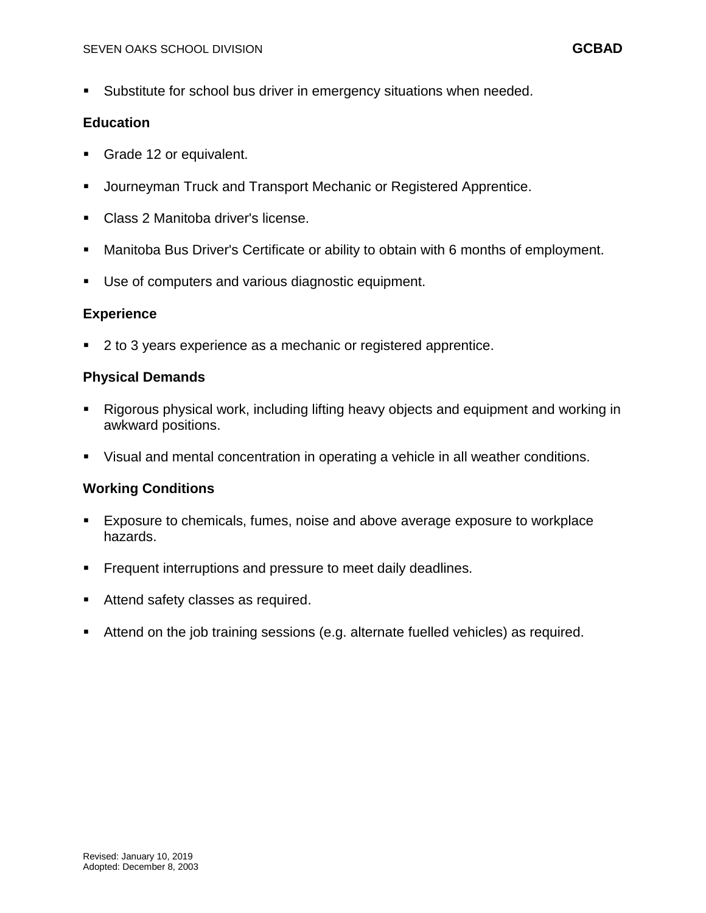- Substitute for school bus driver in emergency situations when needed.

**Education**

- Grade 12 or equivalent.
- Journeyman Truck and Transport Mechanic or Registered Apprentice.
- Class 2 Manitoba driver's license.
- Manitoba Bus Driver's Certificate or ability to obtain with 6 months of employment.
- Use of computers and various diagnostic equipment.

**Experience**

- 2 to 3 years experience as a mechanic or registered apprentice.

**Physical Demands**

- Rigorous physical work, including lifting heavy objects and equipment and working in awkward positions.
- Visual and mental concentration in operating a vehicle in all weather conditions.

**Working Conditions**

- Exposure to chemicals, fumes, noise and above average exposure to workplace hazards.
- Frequent interruptions and pressure to meet daily deadlines.
- Attend safety classes as required.
- Attend on the job training sessions (e.g. alternate fuelled vehicles) as required.

Revised: January 10, 2019
Adopted: December 8, 2003